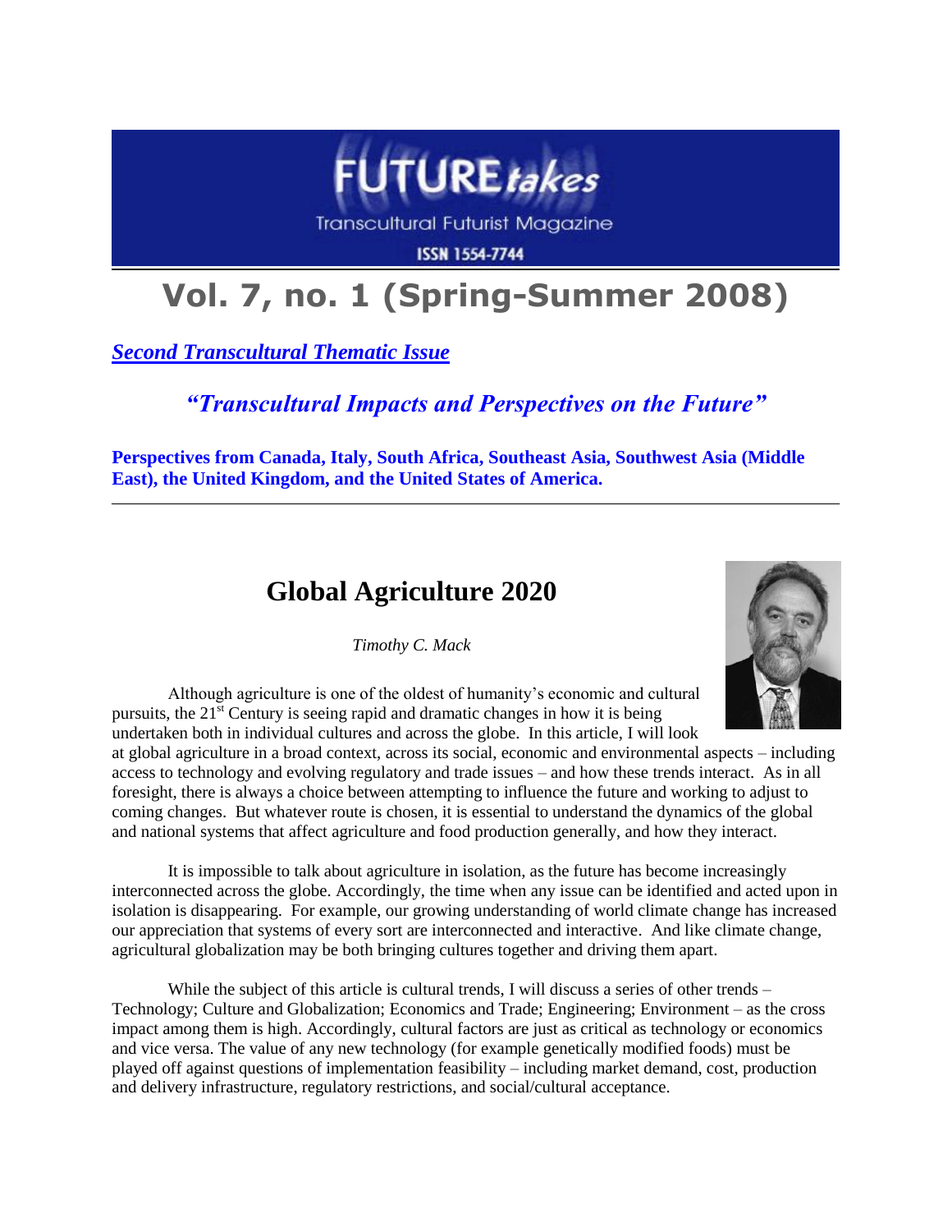# FUTURE*takes*

Transcultural Futurist Magazine

ISSN 1554-7744

# Vol. 7, no. 1 (Spring-Summer 2008)

***Second Transcultural Thematic Issue***

***"Transcultural Impacts and Perspectives on the Future"***

**Perspectives from Canada, Italy, South Africa, Southeast Asia, Southwest Asia (Middle East), the United Kingdom, and the United States of America.**

---

## Global Agriculture 2020

*Timothy C. Mack*

Although agriculture is one of the oldest of humanity's economic and cultural pursuits, the 21st Century is seeing rapid and dramatic changes in how it is being undertaken both in individual cultures and across the globe. In this article, I will look at global agriculture in a broad context, across its social, economic and environmental aspects – including access to technology and evolving regulatory and trade issues – and how these trends interact. As in all foresight, there is always a choice between attempting to influence the future and working to adjust to coming changes. But whatever route is chosen, it is essential to understand the dynamics of the global and national systems that affect agriculture and food production generally, and how they interact.

It is impossible to talk about agriculture in isolation, as the future has become increasingly interconnected across the globe. Accordingly, the time when any issue can be identified and acted upon in isolation is disappearing. For example, our growing understanding of world climate change has increased our appreciation that systems of every sort are interconnected and interactive. And like climate change, agricultural globalization may be both bringing cultures together and driving them apart.

While the subject of this article is cultural trends, I will discuss a series of other trends – Technology; Culture and Globalization; Economics and Trade; Engineering; Environment – as the cross impact among them is high. Accordingly, cultural factors are just as critical as technology or economics and vice versa. The value of any new technology (for example genetically modified foods) must be played off against questions of implementation feasibility – including market demand, cost, production and delivery infrastructure, regulatory restrictions, and social/cultural acceptance.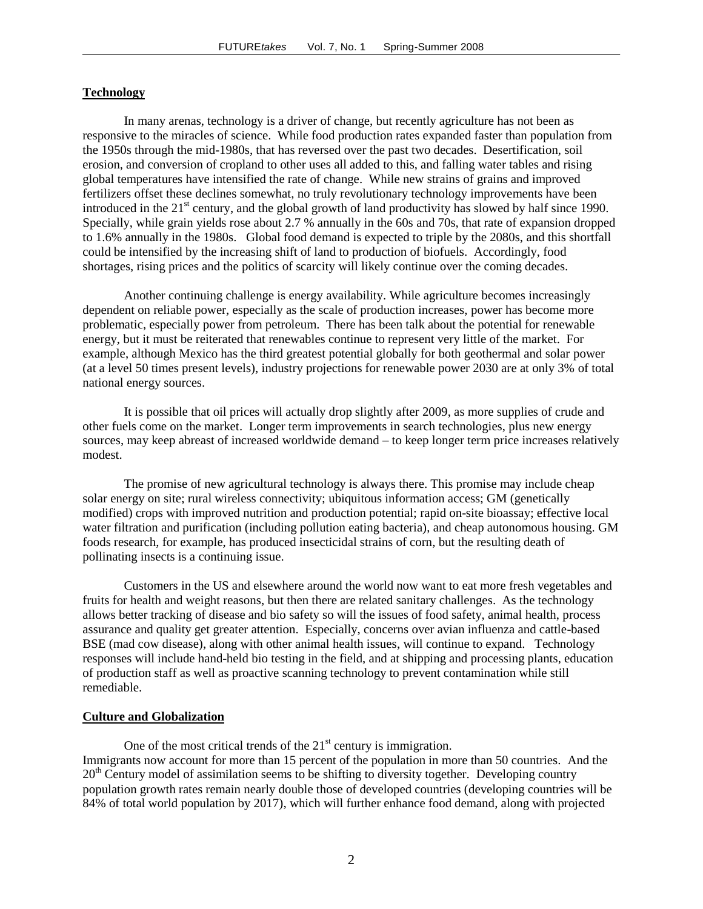## Technology

In many arenas, technology is a driver of change, but recently agriculture has not been as responsive to the miracles of science. While food production rates expanded faster than population from the 1950s through the mid-1980s, that has reversed over the past two decades. Desertification, soil erosion, and conversion of cropland to other uses all added to this, and falling water tables and rising global temperatures have intensified the rate of change. While new strains of grains and improved fertilizers offset these declines somewhat, no truly revolutionary technology improvements have been introduced in the 21st century, and the global growth of land productivity has slowed by half since 1990. Specially, while grain yields rose about 2.7 % annually in the 60s and 70s, that rate of expansion dropped to 1.6% annually in the 1980s. Global food demand is expected to triple by the 2080s, and this shortfall could be intensified by the increasing shift of land to production of biofuels. Accordingly, food shortages, rising prices and the politics of scarcity will likely continue over the coming decades.

Another continuing challenge is energy availability. While agriculture becomes increasingly dependent on reliable power, especially as the scale of production increases, power has become more problematic, especially power from petroleum. There has been talk about the potential for renewable energy, but it must be reiterated that renewables continue to represent very little of the market. For example, although Mexico has the third greatest potential globally for both geothermal and solar power (at a level 50 times present levels), industry projections for renewable power 2030 are at only 3% of total national energy sources.

It is possible that oil prices will actually drop slightly after 2009, as more supplies of crude and other fuels come on the market. Longer term improvements in search technologies, plus new energy sources, may keep abreast of increased worldwide demand – to keep longer term price increases relatively modest.

The promise of new agricultural technology is always there. This promise may include cheap solar energy on site; rural wireless connectivity; ubiquitous information access; GM (genetically modified) crops with improved nutrition and production potential; rapid on-site bioassay; effective local water filtration and purification (including pollution eating bacteria), and cheap autonomous housing. GM foods research, for example, has produced insecticidal strains of corn, but the resulting death of pollinating insects is a continuing issue.

Customers in the US and elsewhere around the world now want to eat more fresh vegetables and fruits for health and weight reasons, but then there are related sanitary challenges. As the technology allows better tracking of disease and bio safety so will the issues of food safety, animal health, process assurance and quality get greater attention. Especially, concerns over avian influenza and cattle-based BSE (mad cow disease), along with other animal health issues, will continue to expand. Technology responses will include hand-held bio testing in the field, and at shipping and processing plants, education of production staff as well as proactive scanning technology to prevent contamination while still remediable.

## Culture and Globalization

One of the most critical trends of the 21st century is immigration. Immigrants now account for more than 15 percent of the population in more than 50 countries. And the 20th Century model of assimilation seems to be shifting to diversity together. Developing country population growth rates remain nearly double those of developed countries (developing countries will be 84% of total world population by 2017), which will further enhance food demand, along with projected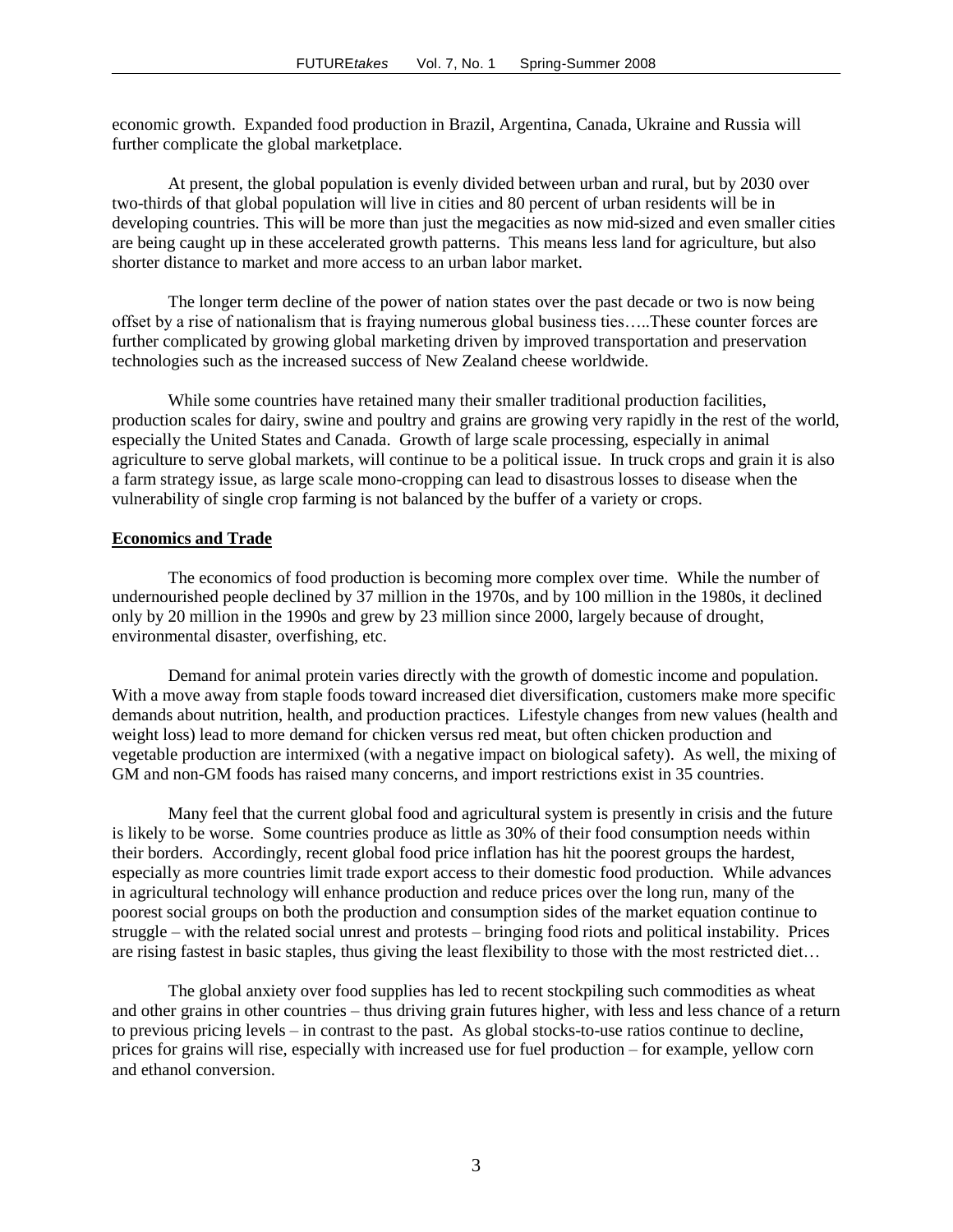economic growth. Expanded food production in Brazil, Argentina, Canada, Ukraine and Russia will further complicate the global marketplace.

At present, the global population is evenly divided between urban and rural, but by 2030 over two-thirds of that global population will live in cities and 80 percent of urban residents will be in developing countries. This will be more than just the megacities as now mid-sized and even smaller cities are being caught up in these accelerated growth patterns. This means less land for agriculture, but also shorter distance to market and more access to an urban labor market.

The longer term decline of the power of nation states over the past decade or two is now being offset by a rise of nationalism that is fraying numerous global business ties…..These counter forces are further complicated by growing global marketing driven by improved transportation and preservation technologies such as the increased success of New Zealand cheese worldwide.

While some countries have retained many their smaller traditional production facilities, production scales for dairy, swine and poultry and grains are growing very rapidly in the rest of the world, especially the United States and Canada. Growth of large scale processing, especially in animal agriculture to serve global markets, will continue to be a political issue. In truck crops and grain it is also a farm strategy issue, as large scale mono-cropping can lead to disastrous losses to disease when the vulnerability of single crop farming is not balanced by the buffer of a variety or crops.

**Economics and Trade**

The economics of food production is becoming more complex over time. While the number of undernourished people declined by 37 million in the 1970s, and by 100 million in the 1980s, it declined only by 20 million in the 1990s and grew by 23 million since 2000, largely because of drought, environmental disaster, overfishing, etc.

Demand for animal protein varies directly with the growth of domestic income and population. With a move away from staple foods toward increased diet diversification, customers make more specific demands about nutrition, health, and production practices. Lifestyle changes from new values (health and weight loss) lead to more demand for chicken versus red meat, but often chicken production and vegetable production are intermixed (with a negative impact on biological safety). As well, the mixing of GM and non-GM foods has raised many concerns, and import restrictions exist in 35 countries.

Many feel that the current global food and agricultural system is presently in crisis and the future is likely to be worse. Some countries produce as little as 30% of their food consumption needs within their borders. Accordingly, recent global food price inflation has hit the poorest groups the hardest, especially as more countries limit trade export access to their domestic food production. While advances in agricultural technology will enhance production and reduce prices over the long run, many of the poorest social groups on both the production and consumption sides of the market equation continue to struggle – with the related social unrest and protests – bringing food riots and political instability. Prices are rising fastest in basic staples, thus giving the least flexibility to those with the most restricted diet…

The global anxiety over food supplies has led to recent stockpiling such commodities as wheat and other grains in other countries – thus driving grain futures higher, with less and less chance of a return to previous pricing levels – in contrast to the past. As global stocks-to-use ratios continue to decline, prices for grains will rise, especially with increased use for fuel production – for example, yellow corn and ethanol conversion.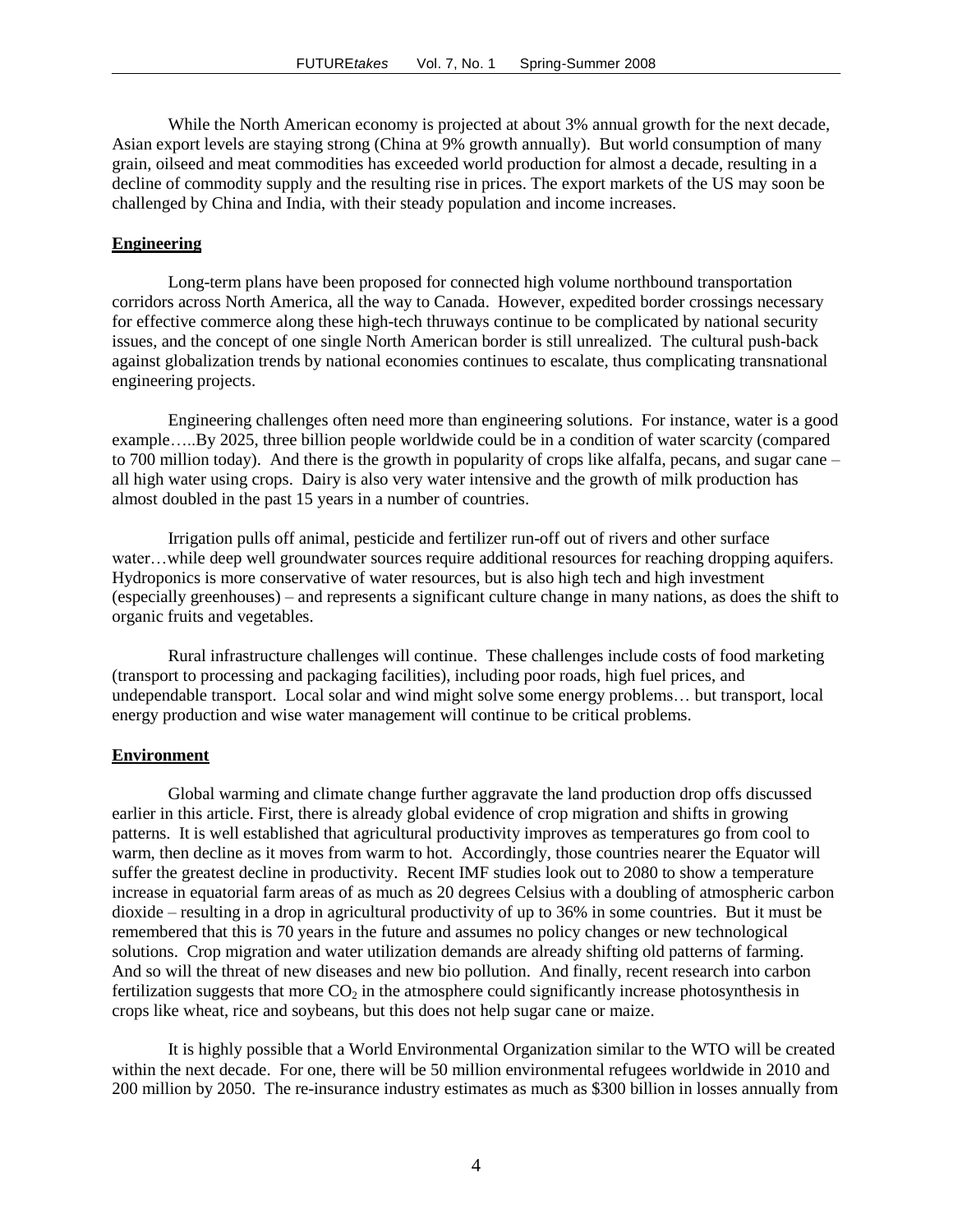While the North American economy is projected at about 3% annual growth for the next decade, Asian export levels are staying strong (China at 9% growth annually). But world consumption of many grain, oilseed and meat commodities has exceeded world production for almost a decade, resulting in a decline of commodity supply and the resulting rise in prices. The export markets of the US may soon be challenged by China and India, with their steady population and income increases.

**Engineering**

Long-term plans have been proposed for connected high volume northbound transportation corridors across North America, all the way to Canada. However, expedited border crossings necessary for effective commerce along these high-tech thruways continue to be complicated by national security issues, and the concept of one single North American border is still unrealized. The cultural push-back against globalization trends by national economies continues to escalate, thus complicating transnational engineering projects.

Engineering challenges often need more than engineering solutions. For instance, water is a good example…..By 2025, three billion people worldwide could be in a condition of water scarcity (compared to 700 million today). And there is the growth in popularity of crops like alfalfa, pecans, and sugar cane – all high water using crops. Dairy is also very water intensive and the growth of milk production has almost doubled in the past 15 years in a number of countries.

Irrigation pulls off animal, pesticide and fertilizer run-off out of rivers and other surface water…while deep well groundwater sources require additional resources for reaching dropping aquifers. Hydroponics is more conservative of water resources, but is also high tech and high investment (especially greenhouses) – and represents a significant culture change in many nations, as does the shift to organic fruits and vegetables.

Rural infrastructure challenges will continue. These challenges include costs of food marketing (transport to processing and packaging facilities), including poor roads, high fuel prices, and undependable transport. Local solar and wind might solve some energy problems… but transport, local energy production and wise water management will continue to be critical problems.

**Environment**

Global warming and climate change further aggravate the land production drop offs discussed earlier in this article. First, there is already global evidence of crop migration and shifts in growing patterns. It is well established that agricultural productivity improves as temperatures go from cool to warm, then decline as it moves from warm to hot. Accordingly, those countries nearer the Equator will suffer the greatest decline in productivity. Recent IMF studies look out to 2080 to show a temperature increase in equatorial farm areas of as much as 20 degrees Celsius with a doubling of atmospheric carbon dioxide – resulting in a drop in agricultural productivity of up to 36% in some countries. But it must be remembered that this is 70 years in the future and assumes no policy changes or new technological solutions. Crop migration and water utilization demands are already shifting old patterns of farming. And so will the threat of new diseases and new bio pollution. And finally, recent research into carbon fertilization suggests that more $CO_2$ in the atmosphere could significantly increase photosynthesis in crops like wheat, rice and soybeans, but this does not help sugar cane or maize.

It is highly possible that a World Environmental Organization similar to the WTO will be created within the next decade. For one, there will be 50 million environmental refugees worldwide in 2010 and 200 million by 2050. The re-insurance industry estimates as much as $300 billion in losses annually from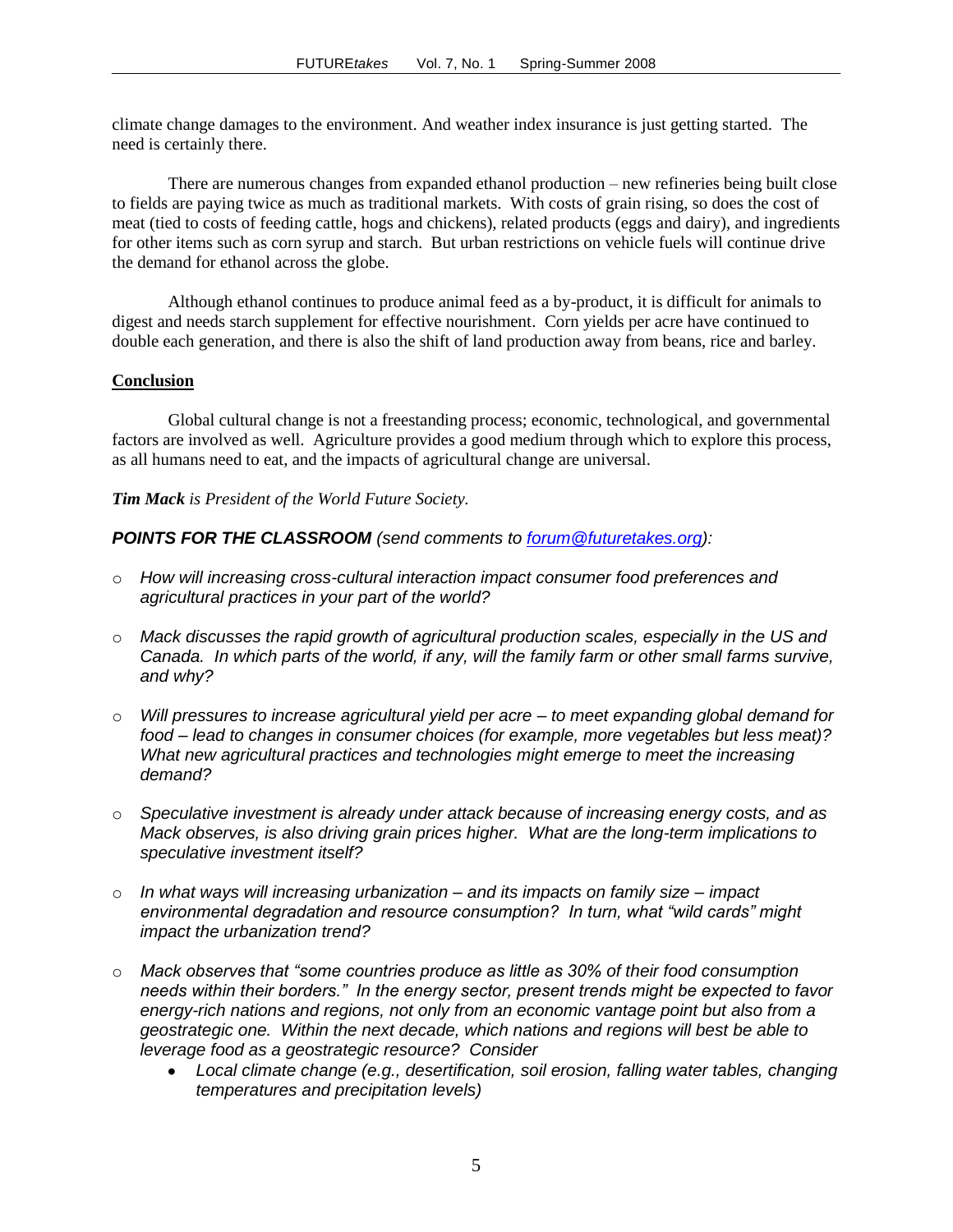climate change damages to the environment. And weather index insurance is just getting started. The need is certainly there.

There are numerous changes from expanded ethanol production – new refineries being built close to fields are paying twice as much as traditional markets. With costs of grain rising, so does the cost of meat (tied to costs of feeding cattle, hogs and chickens), related products (eggs and dairy), and ingredients for other items such as corn syrup and starch. But urban restrictions on vehicle fuels will continue drive the demand for ethanol across the globe.

Although ethanol continues to produce animal feed as a by-product, it is difficult for animals to digest and needs starch supplement for effective nourishment. Corn yields per acre have continued to double each generation, and there is also the shift of land production away from beans, rice and barley.

## Conclusion

Global cultural change is not a freestanding process; economic, technological, and governmental factors are involved as well. Agriculture provides a good medium through which to explore this process, as all humans need to eat, and the impacts of agricultural change are universal.

***Tim Mack*** *is President of the World Future Society.*

***POINTS FOR THE CLASSROOM*** *(send comments to [forum@futuretakes.org](mailto:forum@futuretakes.org)):*

- *How will increasing cross-cultural interaction impact consumer food preferences and agricultural practices in your part of the world?*
- *Mack discusses the rapid growth of agricultural production scales, especially in the US and Canada. In which parts of the world, if any, will the family farm or other small farms survive, and why?*
- *Will pressures to increase agricultural yield per acre – to meet expanding global demand for food – lead to changes in consumer choices (for example, more vegetables but less meat)? What new agricultural practices and technologies might emerge to meet the increasing demand?*
- *Speculative investment is already under attack because of increasing energy costs, and as Mack observes, is also driving grain prices higher. What are the long-term implications to speculative investment itself?*
- *In what ways will increasing urbanization – and its impacts on family size – impact environmental degradation and resource consumption? In turn, what "wild cards" might impact the urbanization trend?*
- *Mack observes that "some countries produce as little as 30% of their food consumption needs within their borders." In the energy sector, present trends might be expected to favor energy-rich nations and regions, not only from an economic vantage point but also from a geostrategic one. Within the next decade, which nations and regions will best be able to leverage food as a geostrategic resource? Consider*
    - *Local climate change (e.g., desertification, soil erosion, falling water tables, changing temperatures and precipitation levels)*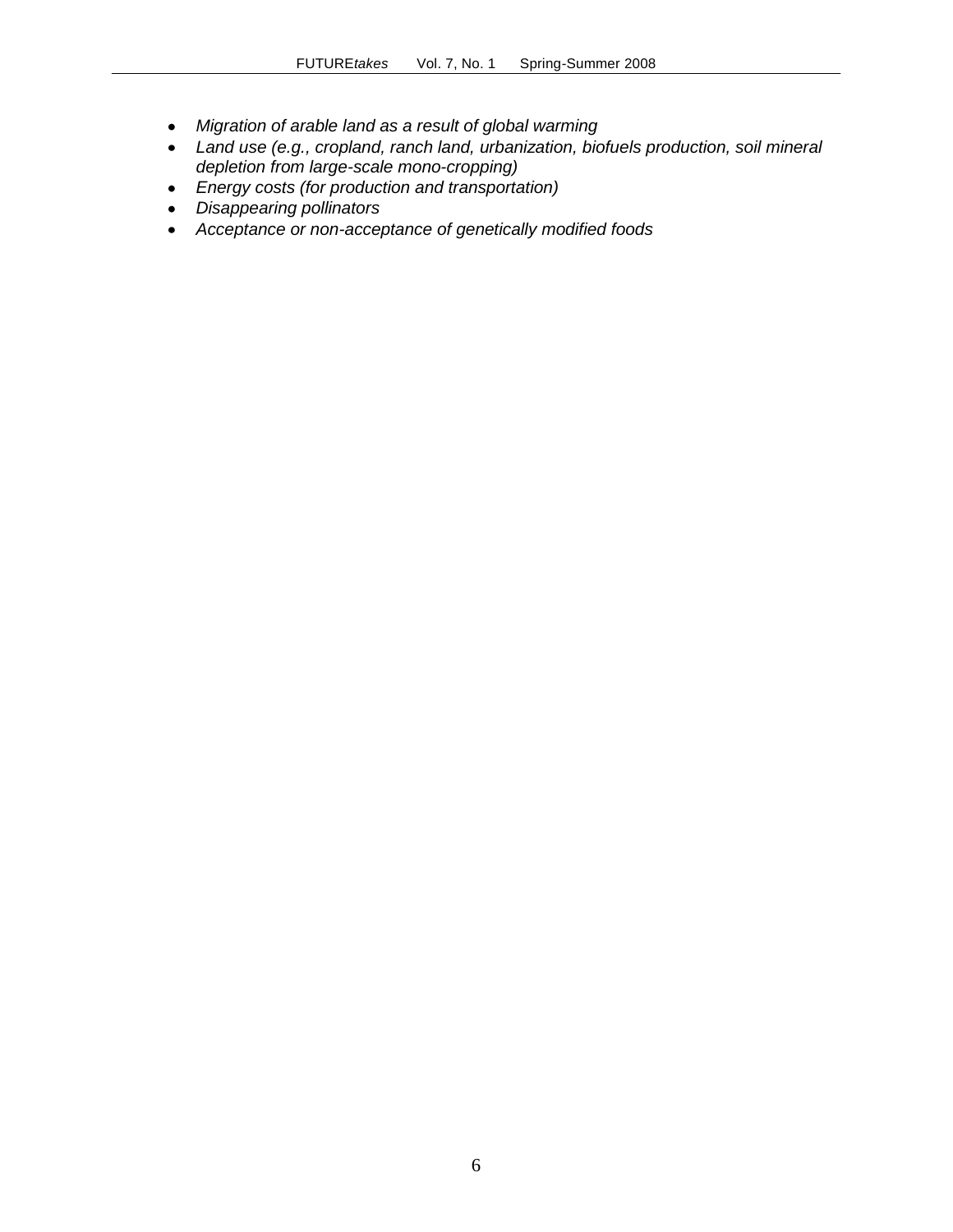- *Migration of arable land as a result of global warming*
- *Land use (e.g., cropland, ranch land, urbanization, biofuels production, soil mineral depletion from large-scale mono-cropping)*
- *Energy costs (for production and transportation)*
- *Disappearing pollinators*
- *Acceptance or non-acceptance of genetically modified foods*